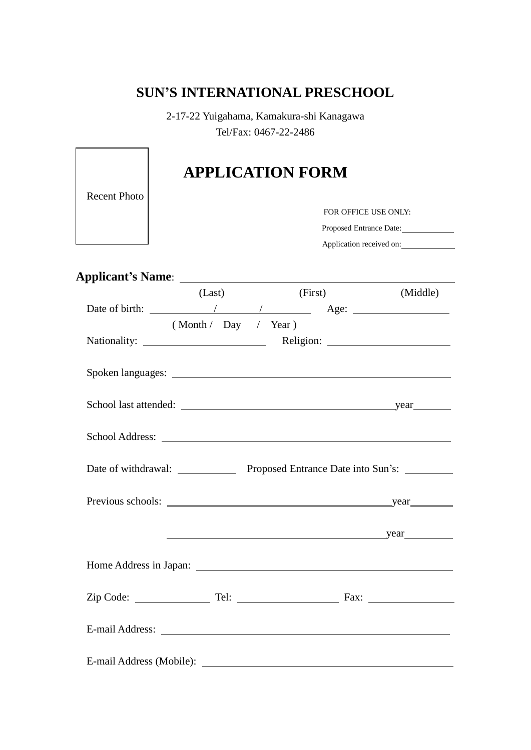# SUN'S INTERNATIONAL PRESCHOOL

2-17-22 Yuigahama, Kamakura-shi Kanagawa

Tel/Fax: 0467-22-2486

Recent Photo

## APPLICATION FORM

FOR OFFICE USE ONLY:

Proposed Entrance Date:\_\_\_\_\_\_\_\_\_\_

Application received on:\_\_\_\_\_\_\_\_\_\_

**Applicant's Name**: \_\_\_\_\_\_\_\_\_\_\_\_\_\_\_\_\_\_\_\_\_\_\_\_\_\_\_\_\_\_\_\_\_\_\_\_\_\_\_\_

(Last) (First) (Middle)

Date of birth: \_\_\_\_\_\_\_\_\_ / \_\_\_\_\_\_\_ / \_\_\_\_\_\_\_ Age: \_\_\_\_\_\_\_\_\_\_\_\_\_\_

( Month / Day / Year )

Nationality: \_\_\_\_\_\_\_\_\_\_\_\_\_\_\_\_\_\_ Religion: \_\_\_\_\_\_\_\_\_\_\_\_\_\_\_\_\_\_

Spoken languages: \_\_\_\_\_\_\_\_\_\_\_\_\_\_\_\_\_\_\_\_\_\_\_\_\_\_\_\_\_\_\_\_\_\_\_\_\_\_\_\_

School last attended: \_\_\_\_\_\_\_\_\_\_\_\_\_\_\_\_\_\_\_\_\_\_\_\_\_\_\_\_\_\_ year\_\_\_\_\_\_

School Address: \_\_\_\_\_\_\_\_\_\_\_\_\_\_\_\_\_\_\_\_\_\_\_\_\_\_\_\_\_\_\_\_\_\_\_\_\_\_\_\_

Date of withdrawal: \_\_\_\_\_\_\_\_\_ Proposed Entrance Date into Sun's: \_\_\_\_\_\_\_\_

Previous schools: \_\_\_\_\_\_\_\_\_\_\_\_\_\_\_\_\_\_\_\_\_\_\_\_\_\_\_\_\_\_\_\_\_\_ year\_\_\_\_\_\_

\_\_\_\_\_\_\_\_\_\_\_\_\_\_\_\_\_\_\_\_\_\_\_\_\_\_\_\_\_\_\_\_\_\_ year\_\_\_\_\_\_

Home Address in Japan: \_\_\_\_\_\_\_\_\_\_\_\_\_\_\_\_\_\_\_\_\_\_\_\_\_\_\_\_\_\_\_\_\_\_\_\_\_\_

Zip Code: \_\_\_\_\_\_\_\_\_\_\_ Tel: \_\_\_\_\_\_\_\_\_\_\_\_\_\_\_ Fax: \_\_\_\_\_\_\_\_\_\_\_\_\_

E-mail Address: \_\_\_\_\_\_\_\_\_\_\_\_\_\_\_\_\_\_\_\_\_\_\_\_\_\_\_\_\_\_\_\_\_\_\_\_\_\_\_\_

E-mail Address (Mobile): \_\_\_\_\_\_\_\_\_\_\_\_\_\_\_\_\_\_\_\_\_\_\_\_\_\_\_\_\_\_\_\_\_\_\_\_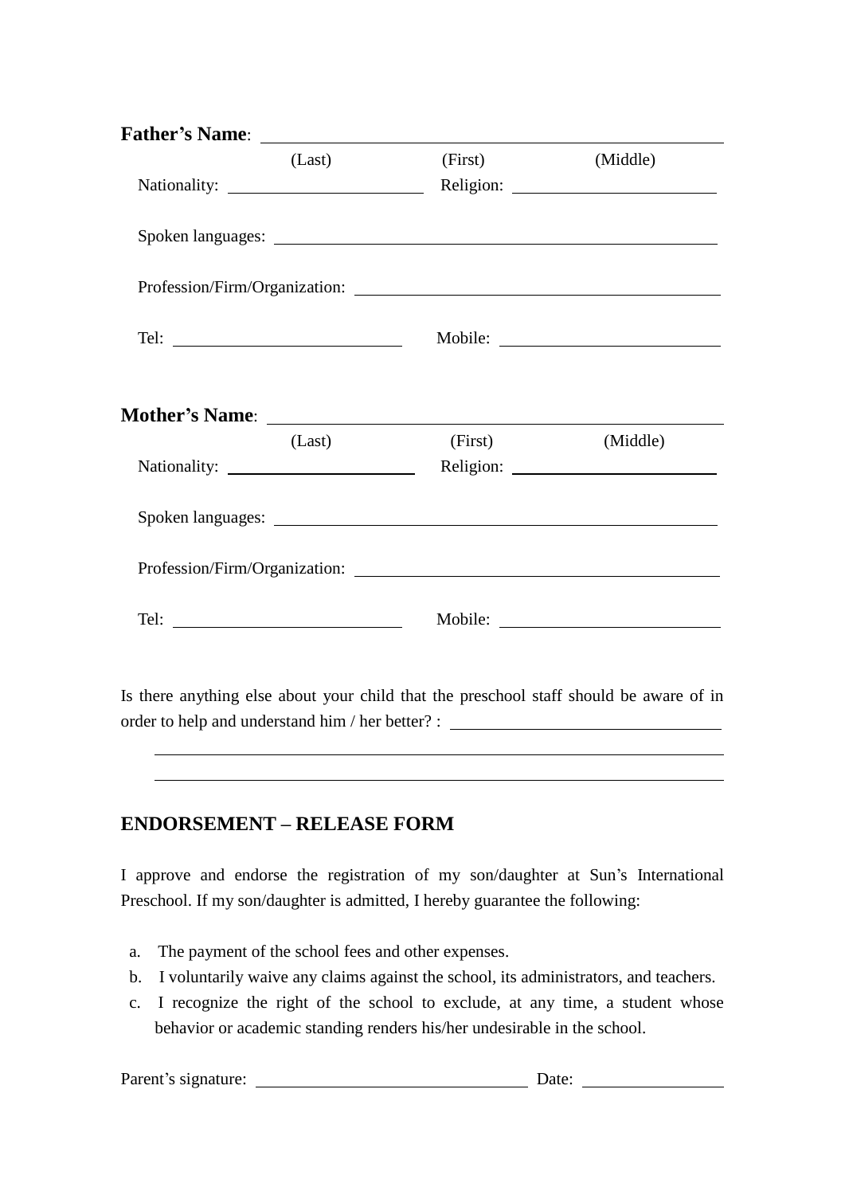**Father's Name**: ______________________________________________

(Last) (First) (Middle)

Nationality: ______________________ Religion: ______________________

Spoken languages: ______________________________________________

Profession/Firm/Organization: ______________________________________

Tel: ______________________ Mobile: ______________________

**Mother's Name**: ______________________________________________

(Last) (First) (Middle)

Nationality: ______________________ Religion: ______________________

Spoken languages: ______________________________________________

Profession/Firm/Organization: ______________________________________

Tel: ______________________ Mobile: ______________________

Is there anything else about your child that the preschool staff should be aware of in order to help and understand him / her better? : ______________________________

______________________________________________________________

______________________________________________________________

## ENDORSEMENT – RELEASE FORM

I approve and endorse the registration of my son/daughter at Sun's International Preschool. If my son/daughter is admitted, I hereby guarantee the following:

a. The payment of the school fees and other expenses.
b. I voluntarily waive any claims against the school, its administrators, and teachers.
c. I recognize the right of the school to exclude, at any time, a student whose behavior or academic standing renders his/her undesirable in the school.

Parent's signature: ______________________________ Date: ______________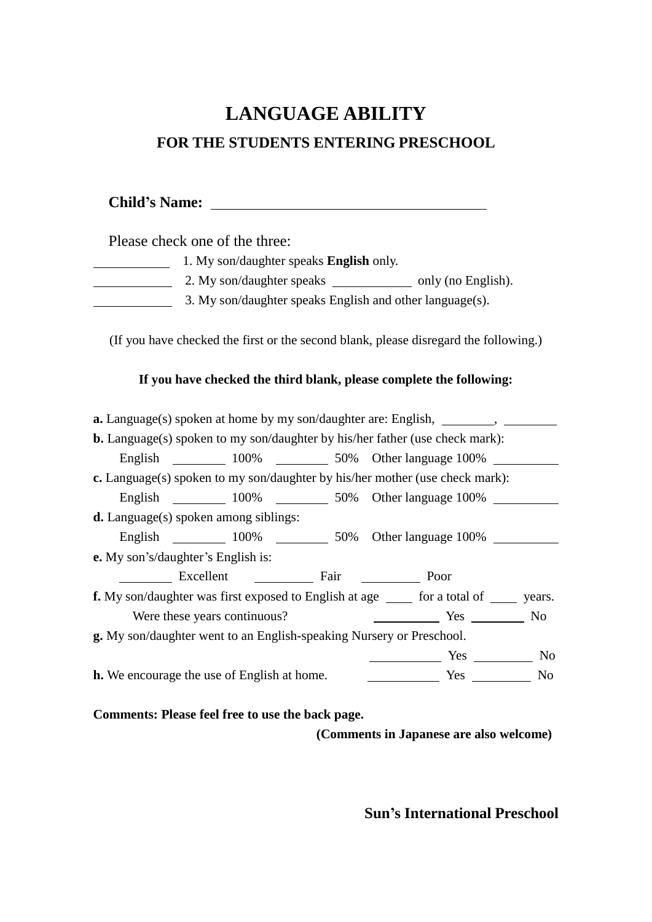# LANGUAGE ABILITY

## FOR THE STUDENTS ENTERING PRESCHOOL

**Child's Name:** ______________________________

Please check one of the three:

__________ 1. My son/daughter speaks **English** only.

__________ 2. My son/daughter speaks __________ only (no English).

__________ 3. My son/daughter speaks English and other language(s).

(If you have checked the first or the second blank, please disregard the following.)

**If you have checked the third blank, please complete the following:**

**a.** Language(s) spoken at home by my son/daughter are: English, ________, ________

**b.** Language(s) spoken to my son/daughter by his/her father (use check mark):

English ________ 100% ________ 50% Other language 100% __________

**c.** Language(s) spoken to my son/daughter by his/her mother (use check mark):

English ________ 100% ________ 50% Other language 100% __________

**d.** Language(s) spoken among siblings:

English ________ 100% ________ 50% Other language 100% __________

**e.** My son's/daughter's English is:

________ Excellent ________ Fair ________ Poor

**f.** My son/daughter was first exposed to English at age ____ for a total of ____ years.

Were these years continuous? __________ Yes ________ No

**g.** My son/daughter went to an English-speaking Nursery or Preschool.

__________ Yes ________ No

**h.** We encourage the use of English at home. __________ Yes ________ No

**Comments: Please feel free to use the back page.**

**(Comments in Japanese are also welcome)**

**Sun's International Preschool**